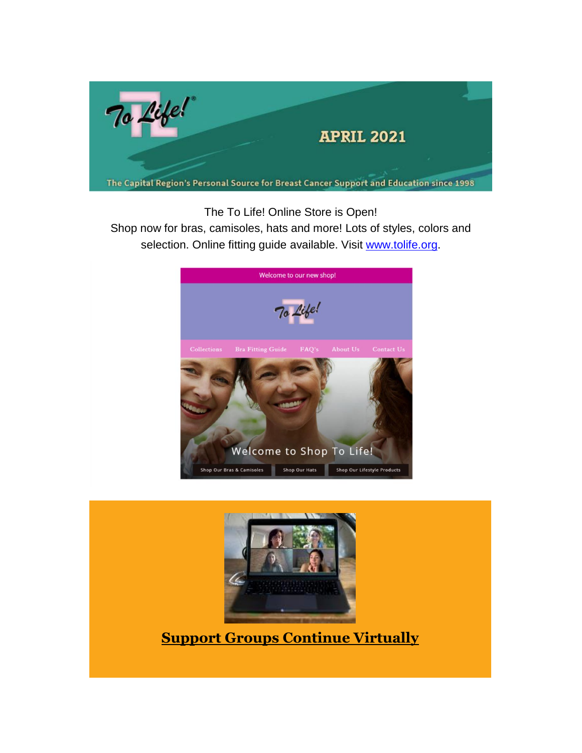The To Life! Online Store is Open!

Shop now for bras, camisoles, hats and more! Lots of styles, colors and selection. Online fitting guide available. Visit [www.tolife.org](http://www.tolife.org).

## Support Groups Continue Virtually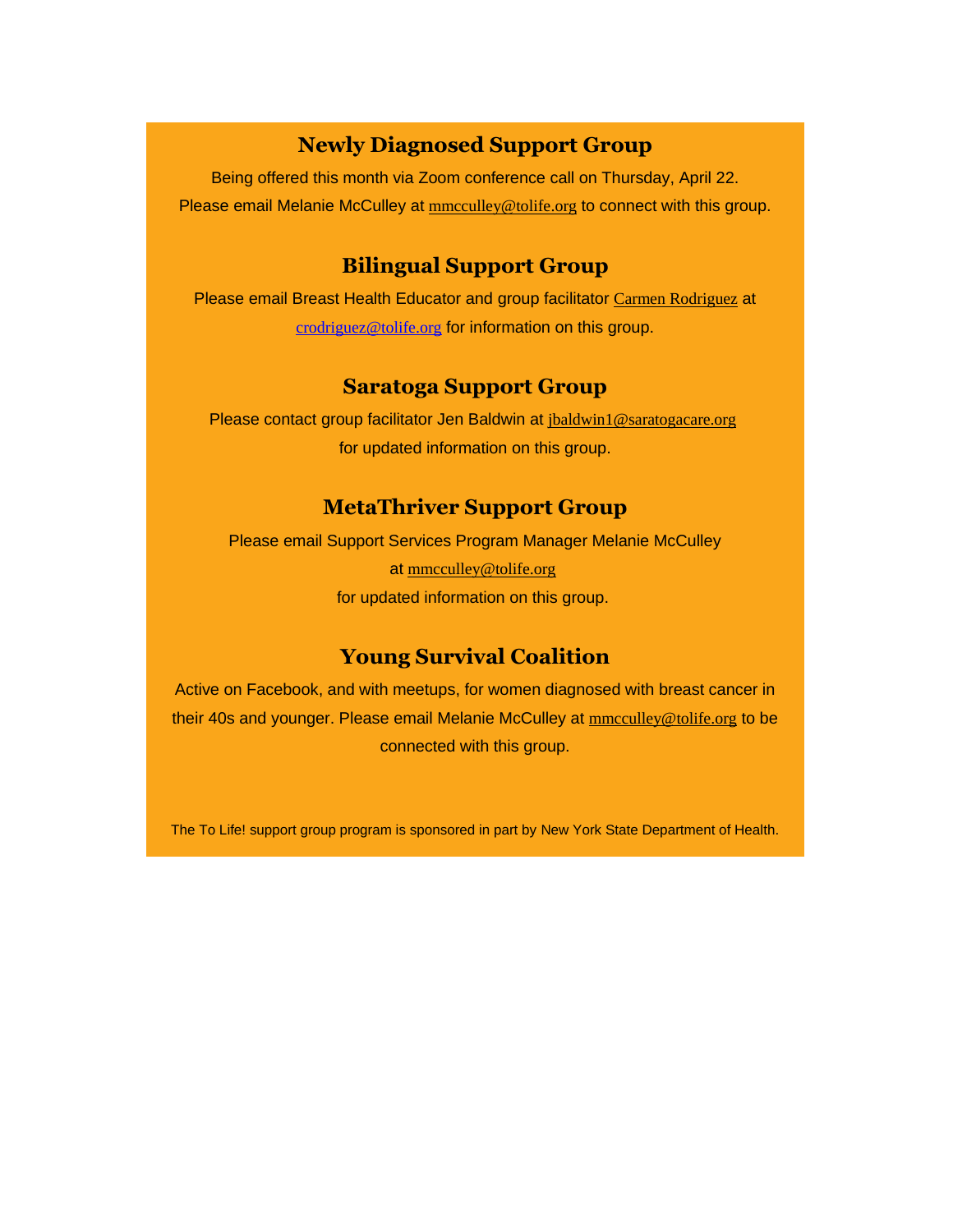## Newly Diagnosed Support Group

Being offered this month via Zoom conference call on Thursday, April 22.
Please email Melanie McCulley at mmcculley@tolife.org to connect with this group.

## Bilingual Support Group

Please email Breast Health Educator and group facilitator Carmen Rodriguez at crodriguez@tolife.org for information on this group.

## Saratoga Support Group

Please contact group facilitator Jen Baldwin at jbaldwin1@saratogacare.org for updated information on this group.

## MetaThriver Support Group

Please email Support Services Program Manager Melanie McCulley at mmcculley@tolife.org for updated information on this group.

## Young Survival Coalition

Active on Facebook, and with meetups, for women diagnosed with breast cancer in their 40s and younger. Please email Melanie McCulley at mmcculley@tolife.org to be connected with this group.

The To Life! support group program is sponsored in part by New York State Department of Health.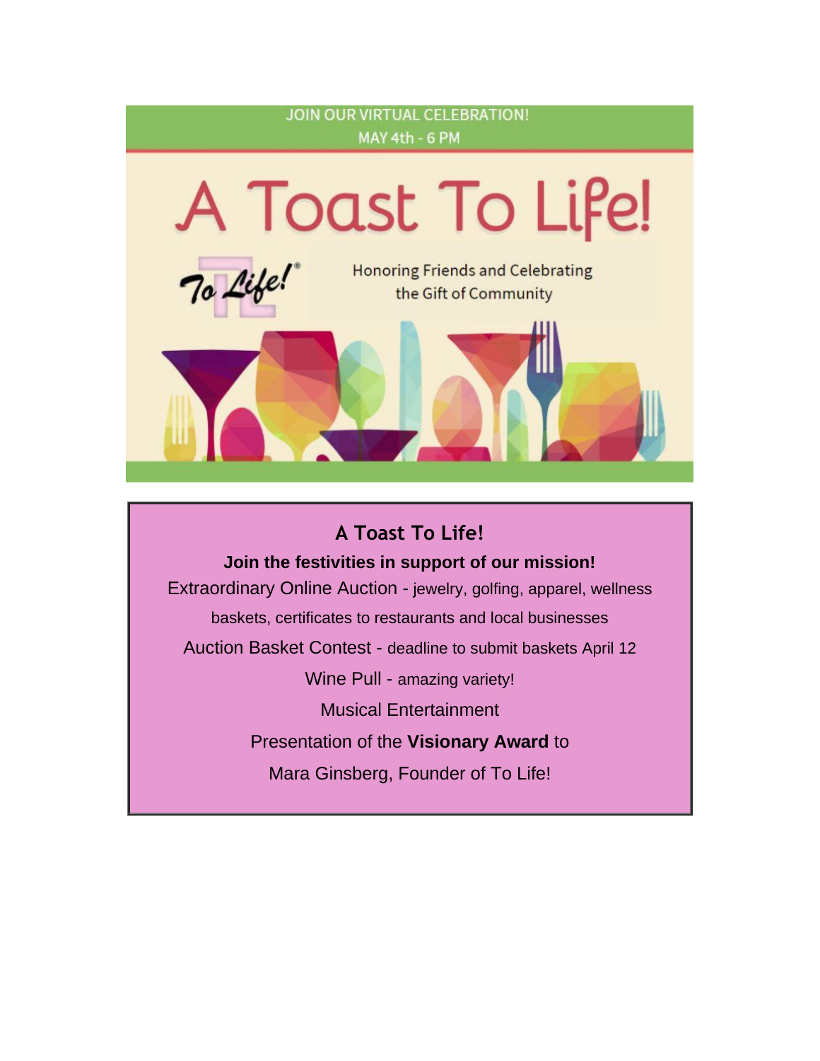JOIN OUR VIRTUAL CELEBRATION!
MAY 4th - 6 PM

# A Toast To Life!

To Life!®

Honoring Friends and Celebrating the Gift of Community

## A Toast To Life!

**Join the festivities in support of our mission!**

Extraordinary Online Auction - jewelry, golfing, apparel, wellness baskets, certificates to restaurants and local businesses

Auction Basket Contest - deadline to submit baskets April 12

Wine Pull - amazing variety!

Musical Entertainment

Presentation of the **Visionary Award** to

Mara Ginsberg, Founder of To Life!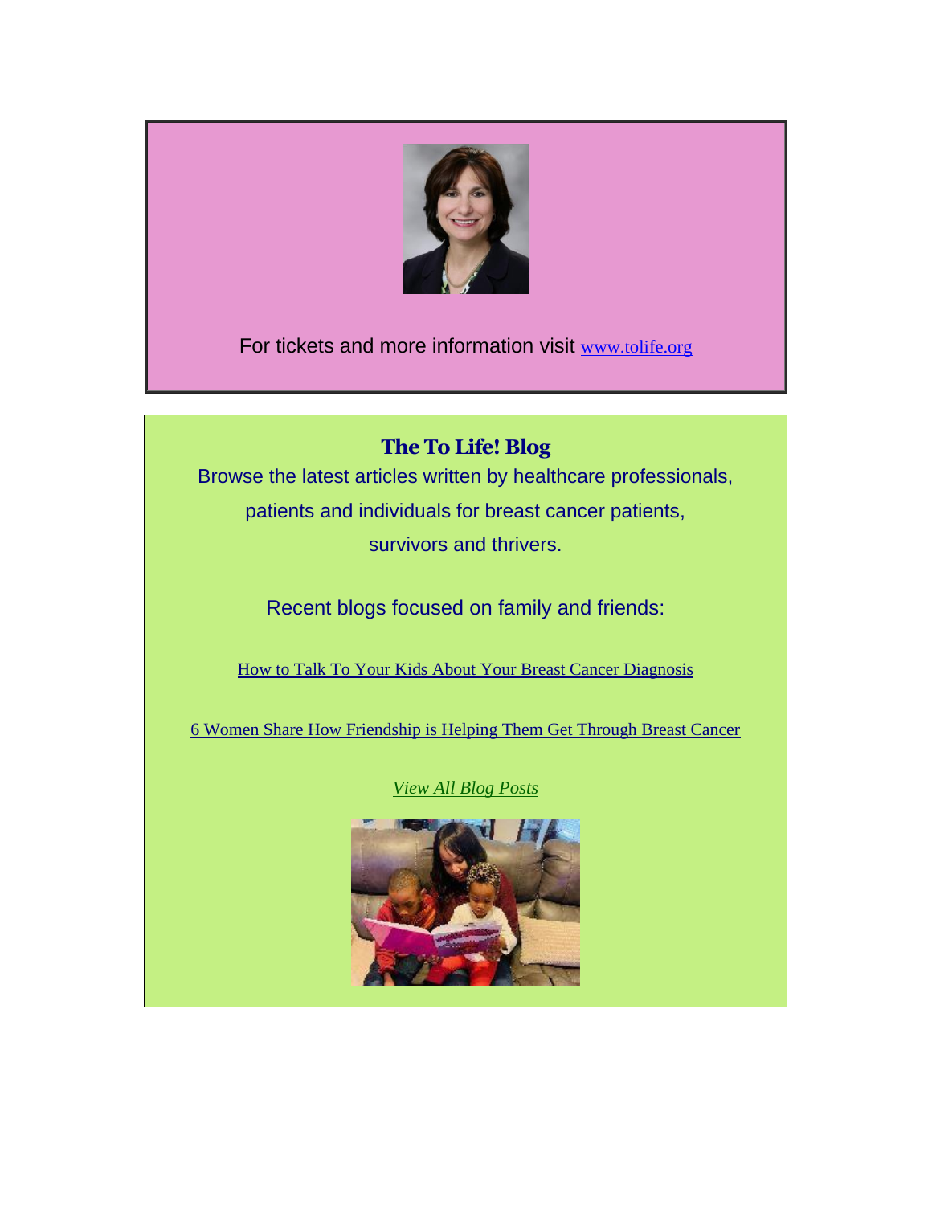For tickets and more information visit [www.tolife.org](www.tolife.org)

## The To Life! Blog

Browse the latest articles written by healthcare professionals, patients and individuals for breast cancer patients, survivors and thrivers.

Recent blogs focused on family and friends:

How to Talk To Your Kids About Your Breast Cancer Diagnosis

6 Women Share How Friendship is Helping Them Get Through Breast Cancer

*View All Blog Posts*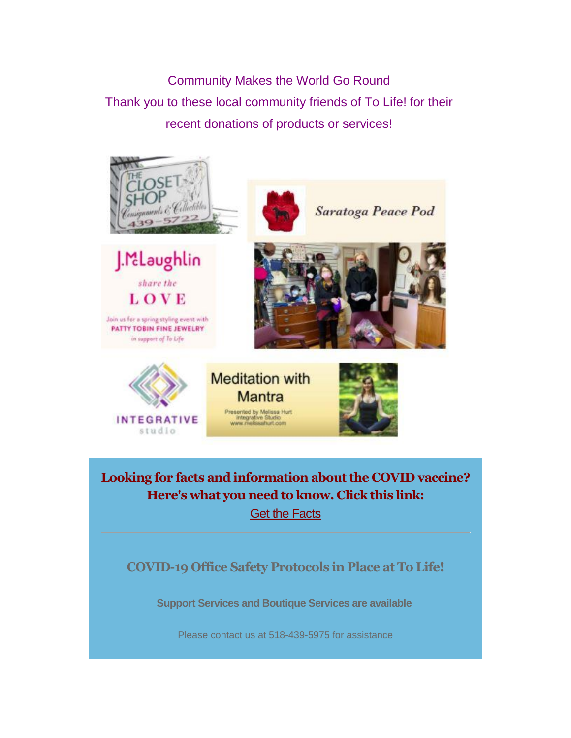Community Makes the World Go Round

Thank you to these local community friends of To Life! for their recent donations of products or services!

THE CLOSET SHOP Consignments & Collectibles 439-5722

Saratoga Peace Pod

J.McLaughlin share the LOVE

Join us for a spring styling event with PATTY TOBIN FINE JEWELRY in support of To Life

INTEGRATIVE studio

Meditation with Mantra

Presented by Melissa Hurt Integrative Studio www.melissahurt.com

**Looking for facts and information about the COVID vaccine? Here's what you need to know. Click this link:**

[Get the Facts]

---

**COVID-19 Office Safety Protocols in Place at To Life!**

**Support Services and Boutique Services are available**

Please contact us at 518-439-5975 for assistance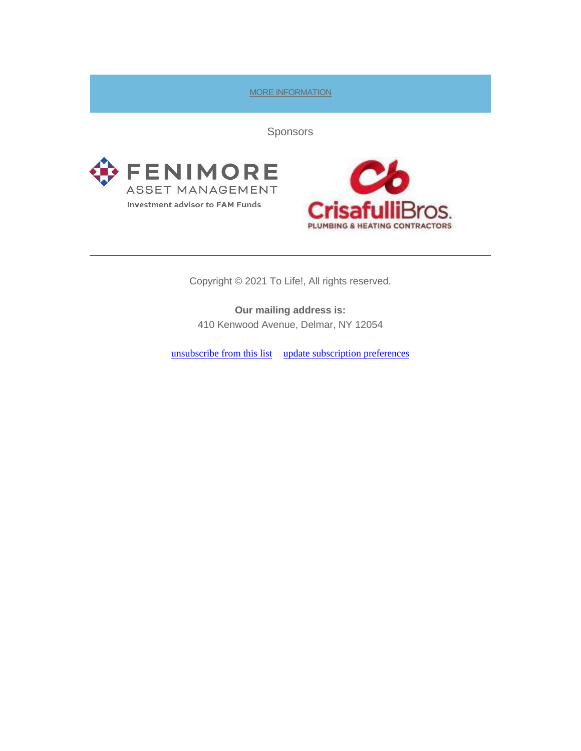MORE INFORMATION

Sponsors

FENIMORE
ASSET MANAGEMENT
Investment advisor to FAM Funds

CrisafulliBros.
PLUMBING & HEATING CONTRACTORS

---

Copyright © 2021 To Life!, All rights reserved.

**Our mailing address is:**
410 Kenwood Avenue, Delmar, NY 12054

unsubscribe from this list    update subscription preferences